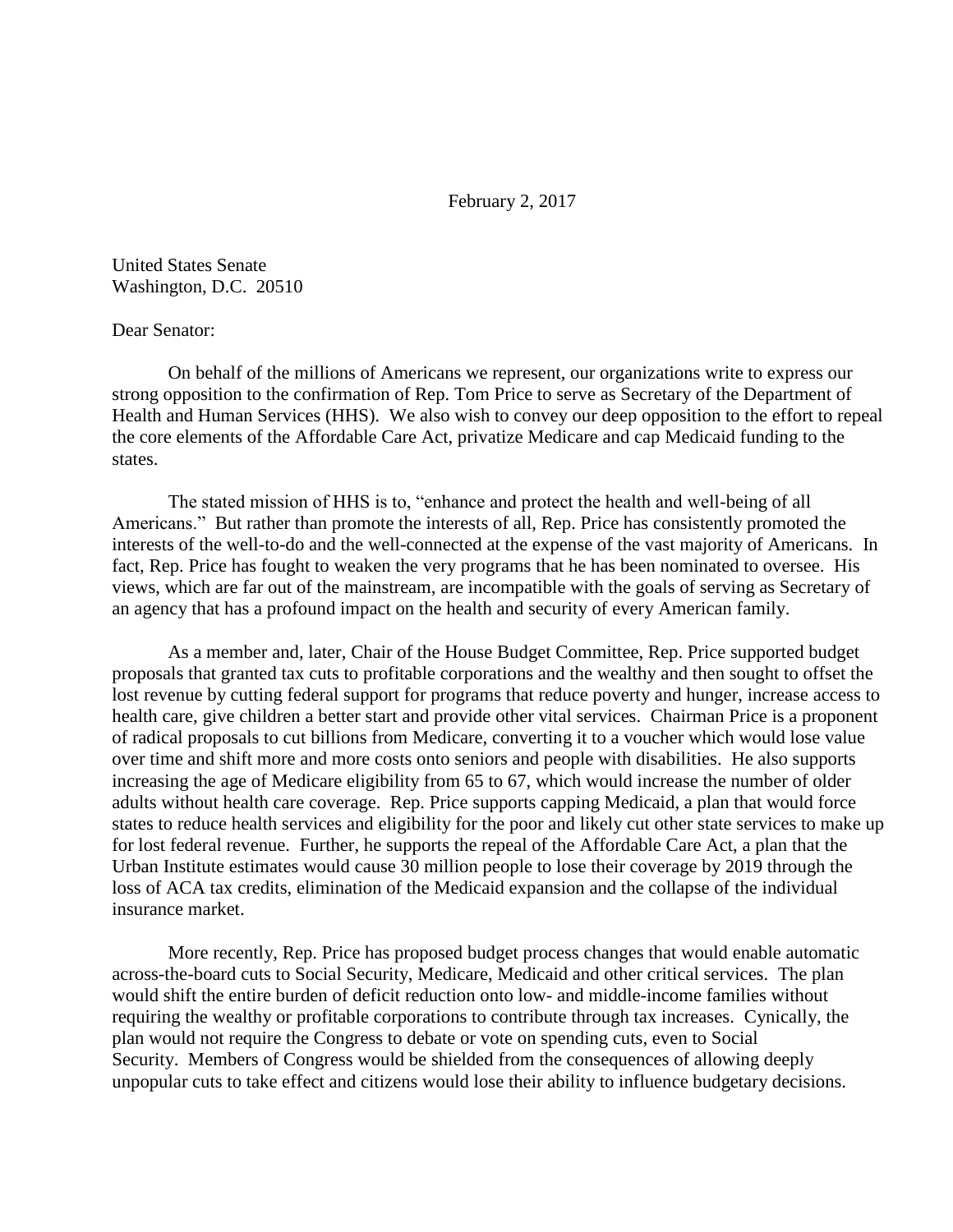February 2, 2017

United States Senate
Washington, D.C. 20510

Dear Senator:

On behalf of the millions of Americans we represent, our organizations write to express our strong opposition to the confirmation of Rep. Tom Price to serve as Secretary of the Department of Health and Human Services (HHS). We also wish to convey our deep opposition to the effort to repeal the core elements of the Affordable Care Act, privatize Medicare and cap Medicaid funding to the states.

The stated mission of HHS is to, "enhance and protect the health and well-being of all Americans." But rather than promote the interests of all, Rep. Price has consistently promoted the interests of the well-to-do and the well-connected at the expense of the vast majority of Americans. In fact, Rep. Price has fought to weaken the very programs that he has been nominated to oversee. His views, which are far out of the mainstream, are incompatible with the goals of serving as Secretary of an agency that has a profound impact on the health and security of every American family.

As a member and, later, Chair of the House Budget Committee, Rep. Price supported budget proposals that granted tax cuts to profitable corporations and the wealthy and then sought to offset the lost revenue by cutting federal support for programs that reduce poverty and hunger, increase access to health care, give children a better start and provide other vital services. Chairman Price is a proponent of radical proposals to cut billions from Medicare, converting it to a voucher which would lose value over time and shift more and more costs onto seniors and people with disabilities. He also supports increasing the age of Medicare eligibility from 65 to 67, which would increase the number of older adults without health care coverage. Rep. Price supports capping Medicaid, a plan that would force states to reduce health services and eligibility for the poor and likely cut other state services to make up for lost federal revenue. Further, he supports the repeal of the Affordable Care Act, a plan that the Urban Institute estimates would cause 30 million people to lose their coverage by 2019 through the loss of ACA tax credits, elimination of the Medicaid expansion and the collapse of the individual insurance market.

More recently, Rep. Price has proposed budget process changes that would enable automatic across-the-board cuts to Social Security, Medicare, Medicaid and other critical services. The plan would shift the entire burden of deficit reduction onto low- and middle-income families without requiring the wealthy or profitable corporations to contribute through tax increases. Cynically, the plan would not require the Congress to debate or vote on spending cuts, even to Social Security. Members of Congress would be shielded from the consequences of allowing deeply unpopular cuts to take effect and citizens would lose their ability to influence budgetary decisions.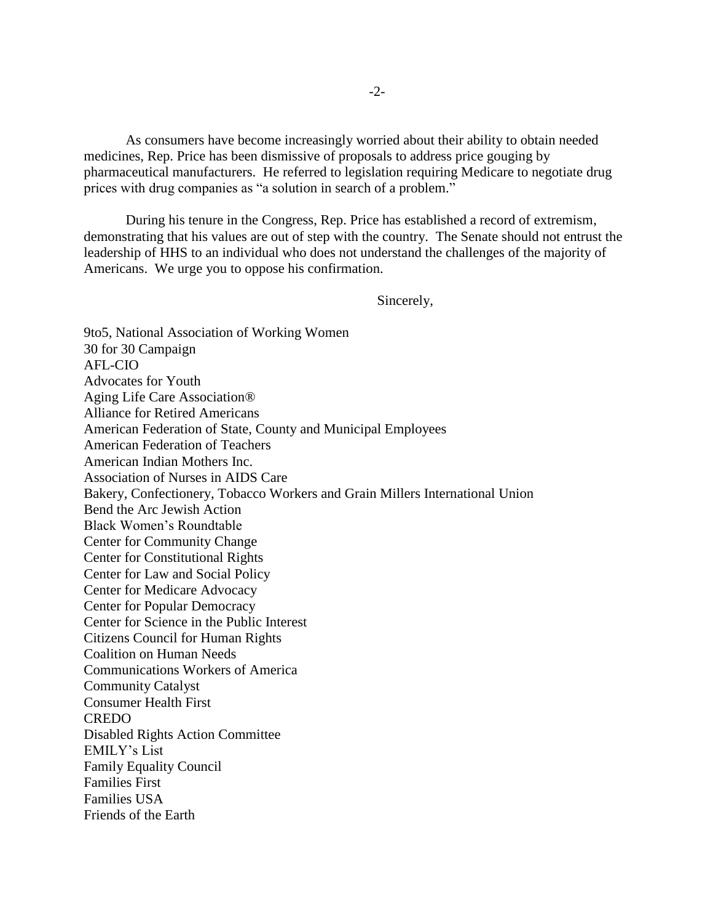As consumers have become increasingly worried about their ability to obtain needed medicines, Rep. Price has been dismissive of proposals to address price gouging by pharmaceutical manufacturers. He referred to legislation requiring Medicare to negotiate drug prices with drug companies as "a solution in search of a problem."

During his tenure in the Congress, Rep. Price has established a record of extremism, demonstrating that his values are out of step with the country. The Senate should not entrust the leadership of HHS to an individual who does not understand the challenges of the majority of Americans. We urge you to oppose his confirmation.

Sincerely,

9to5, National Association of Working Women
30 for 30 Campaign
AFL-CIO
Advocates for Youth
Aging Life Care Association®
Alliance for Retired Americans
American Federation of State, County and Municipal Employees
American Federation of Teachers
American Indian Mothers Inc.
Association of Nurses in AIDS Care
Bakery, Confectionery, Tobacco Workers and Grain Millers International Union
Bend the Arc Jewish Action
Black Women's Roundtable
Center for Community Change
Center for Constitutional Rights
Center for Law and Social Policy
Center for Medicare Advocacy
Center for Popular Democracy
Center for Science in the Public Interest
Citizens Council for Human Rights
Coalition on Human Needs
Communications Workers of America
Community Catalyst
Consumer Health First
CREDO
Disabled Rights Action Committee
EMILY's List
Family Equality Council
Families First
Families USA
Friends of the Earth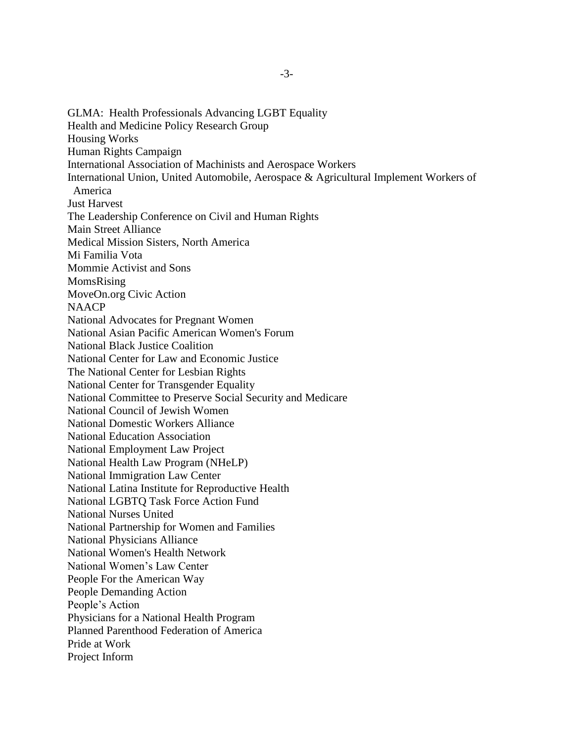GLMA: Health Professionals Advancing LGBT Equality
Health and Medicine Policy Research Group
Housing Works
Human Rights Campaign
International Association of Machinists and Aerospace Workers
International Union, United Automobile, Aerospace & Agricultural Implement Workers of America
Just Harvest
The Leadership Conference on Civil and Human Rights
Main Street Alliance
Medical Mission Sisters, North America
Mi Familia Vota
Mommie Activist and Sons
MomsRising
MoveOn.org Civic Action
NAACP
National Advocates for Pregnant Women
National Asian Pacific American Women's Forum
National Black Justice Coalition
National Center for Law and Economic Justice
The National Center for Lesbian Rights
National Center for Transgender Equality
National Committee to Preserve Social Security and Medicare
National Council of Jewish Women
National Domestic Workers Alliance
National Education Association
National Employment Law Project
National Health Law Program (NHeLP)
National Immigration Law Center
National Latina Institute for Reproductive Health
National LGBTQ Task Force Action Fund
National Nurses United
National Partnership for Women and Families
National Physicians Alliance
National Women's Health Network
National Women's Law Center
People For the American Way
People Demanding Action
People's Action
Physicians for a National Health Program
Planned Parenthood Federation of America
Pride at Work
Project Inform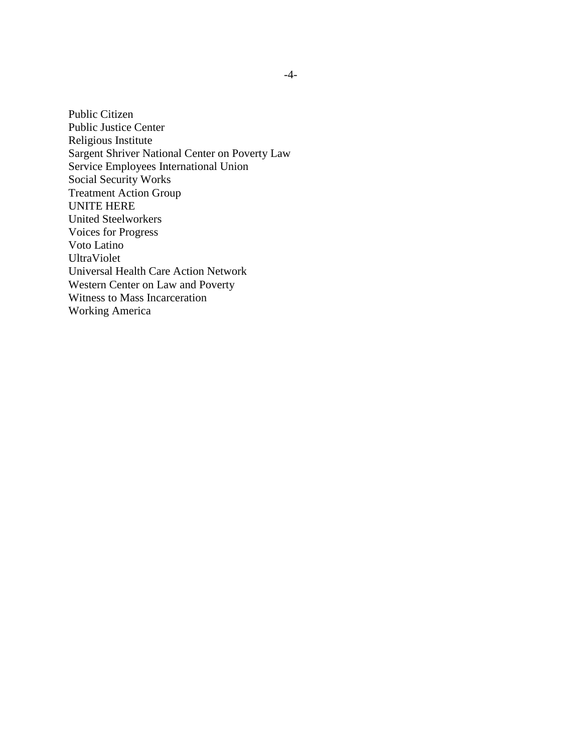Public Citizen
Public Justice Center
Religious Institute
Sargent Shriver National Center on Poverty Law
Service Employees International Union
Social Security Works
Treatment Action Group
UNITE HERE
United Steelworkers
Voices for Progress
Voto Latino
UltraViolet
Universal Health Care Action Network
Western Center on Law and Poverty
Witness to Mass Incarceration
Working America